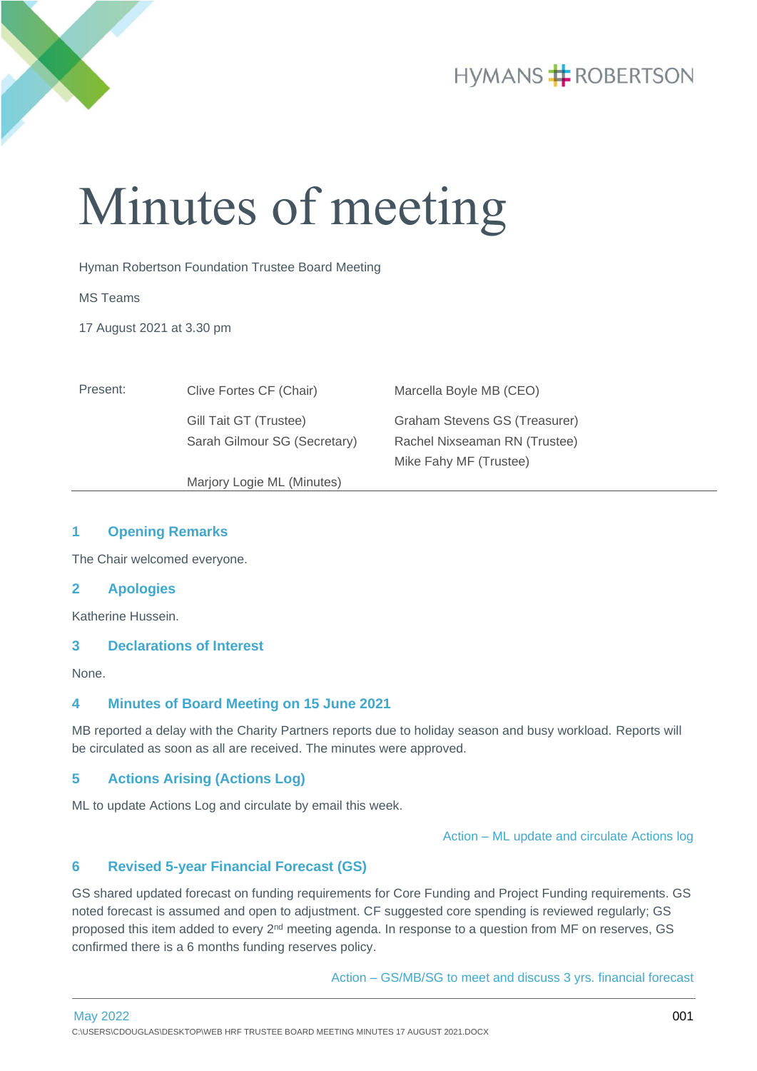# Minutes of meeting

Hyman Robertson Foundation Trustee Board Meeting

MS Teams

17 August 2021 at 3.30 pm

| Present: | Clive Fortes CF (Chair) | Marcella Boyle MB (CEO) |
|---|---|---|
| | Gill Tait GT (Trustee) | Graham Stevens GS (Treasurer) |
| | Sarah Gilmour SG (Secretary) | Rachel Nixseaman RN (Trustee) |
| | | Mike Fahy MF (Trustee) |
| | Marjory Logie ML (Minutes) | |

## 1 Opening Remarks

The Chair welcomed everyone.

## 2 Apologies

Katherine Hussein.

## 3 Declarations of Interest

None.

## 4 Minutes of Board Meeting on 15 June 2021

MB reported a delay with the Charity Partners reports due to holiday season and busy workload. Reports will be circulated as soon as all are received. The minutes were approved.

## 5 Actions Arising (Actions Log)

ML to update Actions Log and circulate by email this week.

Action – ML update and circulate Actions log

## 6 Revised 5-year Financial Forecast (GS)

GS shared updated forecast on funding requirements for Core Funding and Project Funding requirements. GS noted forecast is assumed and open to adjustment. CF suggested core spending is reviewed regularly; GS proposed this item added to every 2nd meeting agenda. In response to a question from MF on reserves, GS confirmed there is a 6 months funding reserves policy.

Action – GS/MB/SG to meet and discuss 3 yrs. financial forecast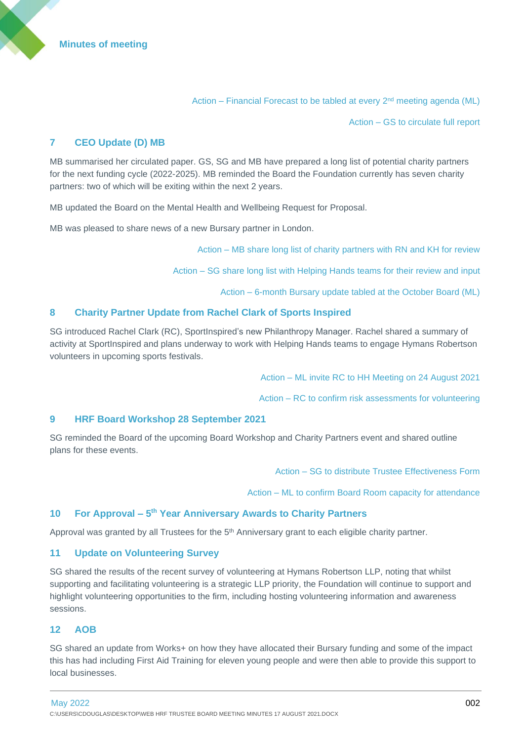Action – Financial Forecast to be tabled at every 2nd meeting agenda (ML)

Action – GS to circulate full report

## 7 CEO Update (D) MB

MB summarised her circulated paper. GS, SG and MB have prepared a long list of potential charity partners for the next funding cycle (2022-2025). MB reminded the Board the Foundation currently has seven charity partners: two of which will be exiting within the next 2 years.

MB updated the Board on the Mental Health and Wellbeing Request for Proposal.

MB was pleased to share news of a new Bursary partner in London.

Action – MB share long list of charity partners with RN and KH for review

Action – SG share long list with Helping Hands teams for their review and input

Action – 6-month Bursary update tabled at the October Board (ML)

## 8 Charity Partner Update from Rachel Clark of Sports Inspired

SG introduced Rachel Clark (RC), SportInspired's new Philanthropy Manager. Rachel shared a summary of activity at SportInspired and plans underway to work with Helping Hands teams to engage Hymans Robertson volunteers in upcoming sports festivals.

Action – ML invite RC to HH Meeting on 24 August 2021

Action – RC to confirm risk assessments for volunteering

## 9 HRF Board Workshop 28 September 2021

SG reminded the Board of the upcoming Board Workshop and Charity Partners event and shared outline plans for these events.

Action – SG to distribute Trustee Effectiveness Form

Action – ML to confirm Board Room capacity for attendance

## 10 For Approval – 5th Year Anniversary Awards to Charity Partners

Approval was granted by all Trustees for the 5th Anniversary grant to each eligible charity partner.

## 11 Update on Volunteering Survey

SG shared the results of the recent survey of volunteering at Hymans Robertson LLP, noting that whilst supporting and facilitating volunteering is a strategic LLP priority, the Foundation will continue to support and highlight volunteering opportunities to the firm, including hosting volunteering information and awareness sessions.

## 12 AOB

SG shared an update from Works+ on how they have allocated their Bursary funding and some of the impact this has had including First Aid Training for eleven young people and were then able to provide this support to local businesses.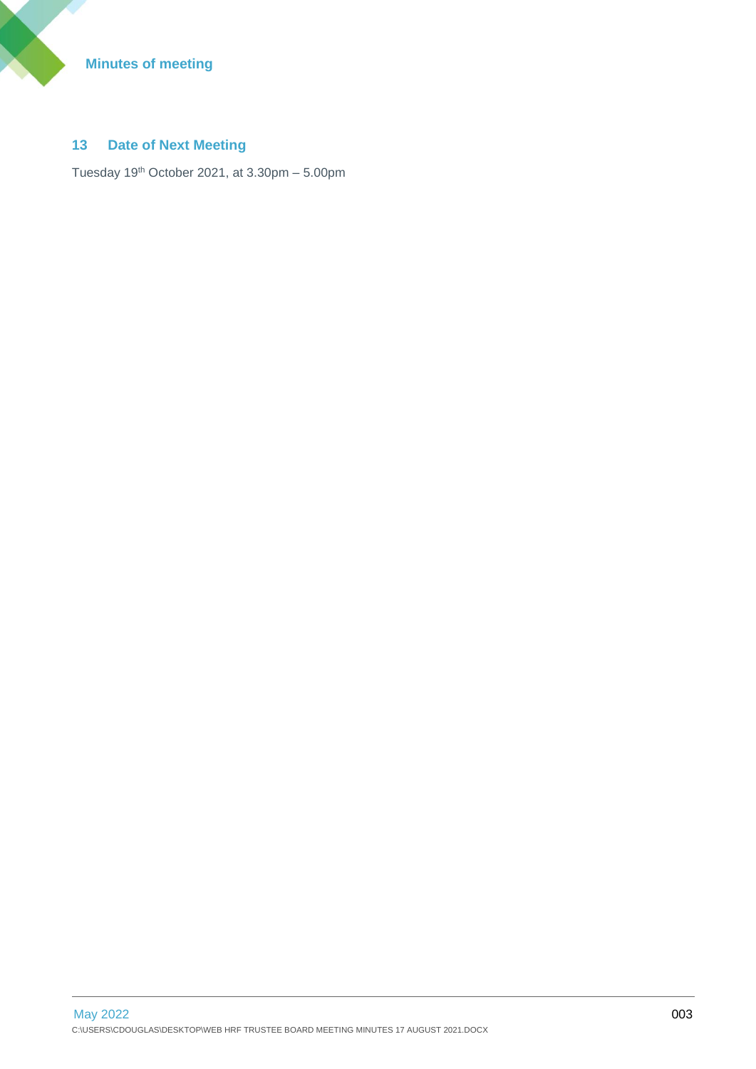## 13 Date of Next Meeting

Tuesday 19th October 2021, at 3.30pm – 5.00pm